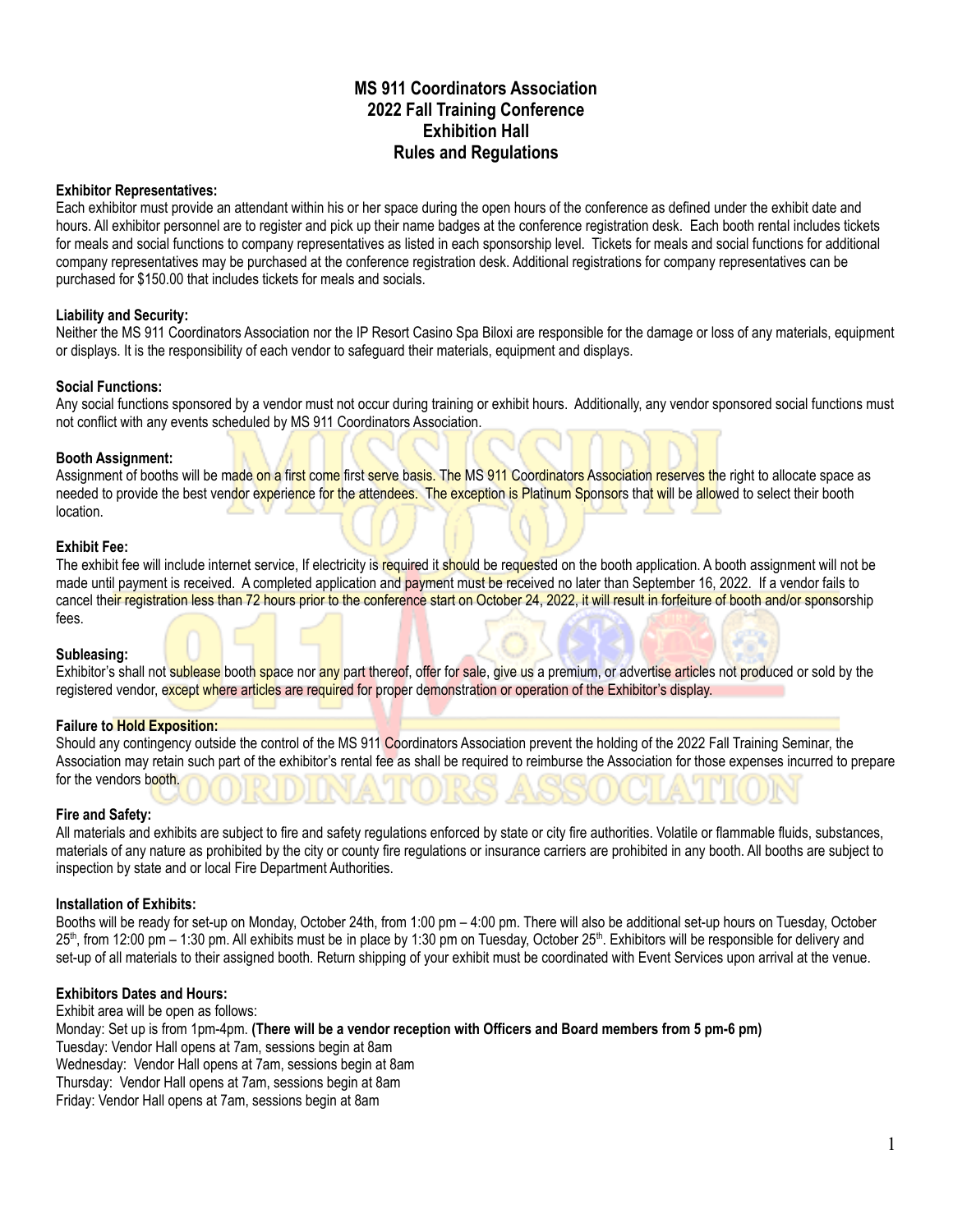# MS 911 Coordinators Association
# 2022 Fall Training Conference
# Exhibition Hall
# Rules and Regulations

**Exhibitor Representatives:**
Each exhibitor must provide an attendant within his or her space during the open hours of the conference as defined under the exhibit date and hours. All exhibitor personnel are to register and pick up their name badges at the conference registration desk. Each booth rental includes tickets for meals and social functions to company representatives as listed in each sponsorship level. Tickets for meals and social functions for additional company representatives may be purchased at the conference registration desk. Additional registrations for company representatives can be purchased for $150.00 that includes tickets for meals and socials.

**Liability and Security:**
Neither the MS 911 Coordinators Association nor the IP Resort Casino Spa Biloxi are responsible for the damage or loss of any materials, equipment or displays. It is the responsibility of each vendor to safeguard their materials, equipment and displays.

**Social Functions:**
Any social functions sponsored by a vendor must not occur during training or exhibit hours. Additionally, any vendor sponsored social functions must not conflict with any events scheduled by MS 911 Coordinators Association.

**Booth Assignment:**
Assignment of booths will be made on a first come first serve basis. The MS 911 Coordinators Association reserves the right to allocate space as needed to provide the best vendor experience for the attendees. The exception is Platinum Sponsors that will be allowed to select their booth location.

**Exhibit Fee:**
The exhibit fee will include internet service, If electricity is required it should be requested on the booth application. A booth assignment will not be made until payment is received. A completed application and payment must be received no later than September 16, 2022. If a vendor fails to cancel their registration less than 72 hours prior to the conference start on October 24, 2022, it will result in forfeiture of booth and/or sponsorship fees.

**Subleasing:**
Exhibitor's shall not sublease booth space nor any part thereof, offer for sale, give us a premium, or advertise articles not produced or sold by the registered vendor, except where articles are required for proper demonstration or operation of the Exhibitor's display.

**Failure to Hold Exposition:**
Should any contingency outside the control of the MS 911 Coordinators Association prevent the holding of the 2022 Fall Training Seminar, the Association may retain such part of the exhibitor's rental fee as shall be required to reimburse the Association for those expenses incurred to prepare for the vendors booth.

**Fire and Safety:**
All materials and exhibits are subject to fire and safety regulations enforced by state or city fire authorities. Volatile or flammable fluids, substances, materials of any nature as prohibited by the city or county fire regulations or insurance carriers are prohibited in any booth. All booths are subject to inspection by state and or local Fire Department Authorities.

**Installation of Exhibits:**
Booths will be ready for set-up on Monday, October 24th, from 1:00 pm – 4:00 pm. There will also be additional set-up hours on Tuesday, October 25th, from 12:00 pm – 1:30 pm. All exhibits must be in place by 1:30 pm on Tuesday, October 25th. Exhibitors will be responsible for delivery and set-up of all materials to their assigned booth. Return shipping of your exhibit must be coordinated with Event Services upon arrival at the venue.

**Exhibitors Dates and Hours:**
Exhibit area will be open as follows:
Monday: Set up is from 1pm-4pm. **(There will be a vendor reception with Officers and Board members from 5 pm-6 pm)**
Tuesday: Vendor Hall opens at 7am, sessions begin at 8am
Wednesday: Vendor Hall opens at 7am, sessions begin at 8am
Thursday: Vendor Hall opens at 7am, sessions begin at 8am
Friday: Vendor Hall opens at 7am, sessions begin at 8am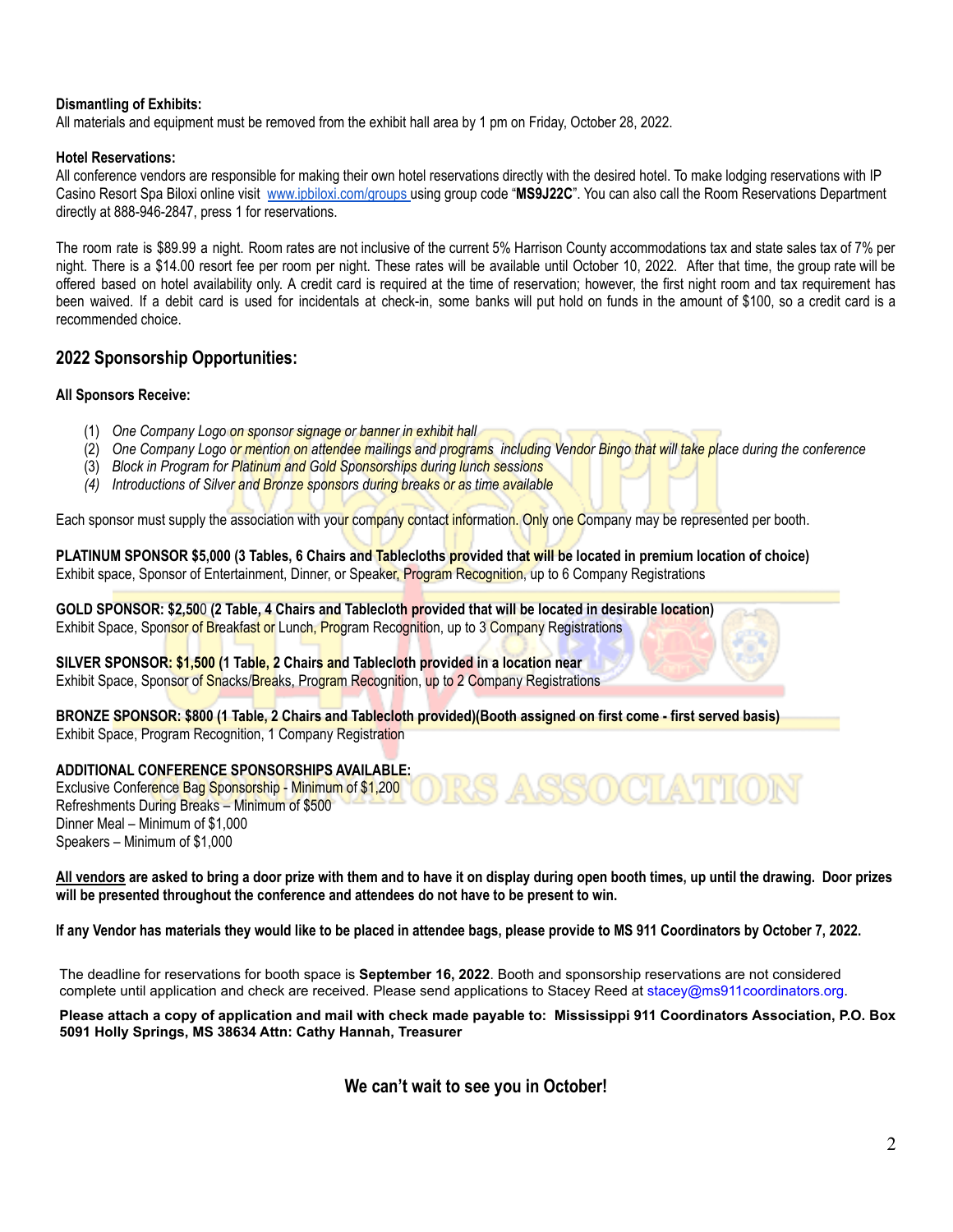**Dismantling of Exhibits:**
All materials and equipment must be removed from the exhibit hall area by 1 pm on Friday, October 28, 2022.

**Hotel Reservations:**
All conference vendors are responsible for making their own hotel reservations directly with the desired hotel. To make lodging reservations with IP Casino Resort Spa Biloxi online visit www.ipbiloxi.com/groups using group code "**MS9J22C**". You can also call the Room Reservations Department directly at 888-946-2847, press 1 for reservations.

The room rate is $89.99 a night. Room rates are not inclusive of the current 5% Harrison County accommodations tax and state sales tax of 7% per night. There is a $14.00 resort fee per room per night. These rates will be available until October 10, 2022. After that time, the group rate will be offered based on hotel availability only. A credit card is required at the time of reservation; however, the first night room and tax requirement has been waived. If a debit card is used for incidentals at check-in, some banks will put hold on funds in the amount of $100, so a credit card is a recommended choice.

## 2022 Sponsorship Opportunities:

**All Sponsors Receive:**

(1) *One Company Logo on sponsor signage or banner in exhibit hall*
(2) *One Company Logo or mention on attendee mailings and programs including Vendor Bingo that will take place during the conference*
(3) *Block in Program for Platinum and Gold Sponsorships during lunch sessions*
*(4) Introductions of Silver and Bronze sponsors during breaks or as time available*

Each sponsor must supply the association with your company contact information. Only one Company may be represented per booth.

**PLATINUM SPONSOR $5,000 (3 Tables, 6 Chairs and Tablecloths provided that will be located in premium location of choice)**
Exhibit space, Sponsor of Entertainment, Dinner, or Speaker, Program Recognition, up to 6 Company Registrations

**GOLD SPONSOR: $2,50**0 **(2 Table, 4 Chairs and Tablecloth provided that will be located in desirable location)**
Exhibit Space, Sponsor of Breakfast or Lunch, Program Recognition, up to 3 Company Registrations

**SILVER SPONSOR: $1,500 (1 Table, 2 Chairs and Tablecloth provided in a location near**
Exhibit Space, Sponsor of Snacks/Breaks, Program Recognition, up to 2 Company Registrations

**BRONZE SPONSOR: $800 (1 Table, 2 Chairs and Tablecloth provided)(Booth assigned on first come - first served basis)**
Exhibit Space, Program Recognition, 1 Company Registration

**ADDITIONAL CONFERENCE SPONSORSHIPS AVAILABLE:**
Exclusive Conference Bag Sponsorship - Minimum of $1,200
Refreshments During Breaks – Minimum of $500
Dinner Meal – Minimum of $1,000
Speakers – Minimum of $1,000

**All vendors are asked to bring a door prize with them and to have it on display during open booth times, up until the drawing. Door prizes will be presented throughout the conference and attendees do not have to be present to win.**

**If any Vendor has materials they would like to be placed in attendee bags, please provide to MS 911 Coordinators by October 7, 2022.**

The deadline for reservations for booth space is **September 16, 2022**. Booth and sponsorship reservations are not considered complete until application and check are received. Please send applications to Stacey Reed at stacey@ms911coordinators.org.

**Please attach a copy of application and mail with check made payable to: Mississippi 911 Coordinators Association, P.O. Box 5091 Holly Springs, MS 38634 Attn: Cathy Hannah, Treasurer**

**We can't wait to see you in October!**